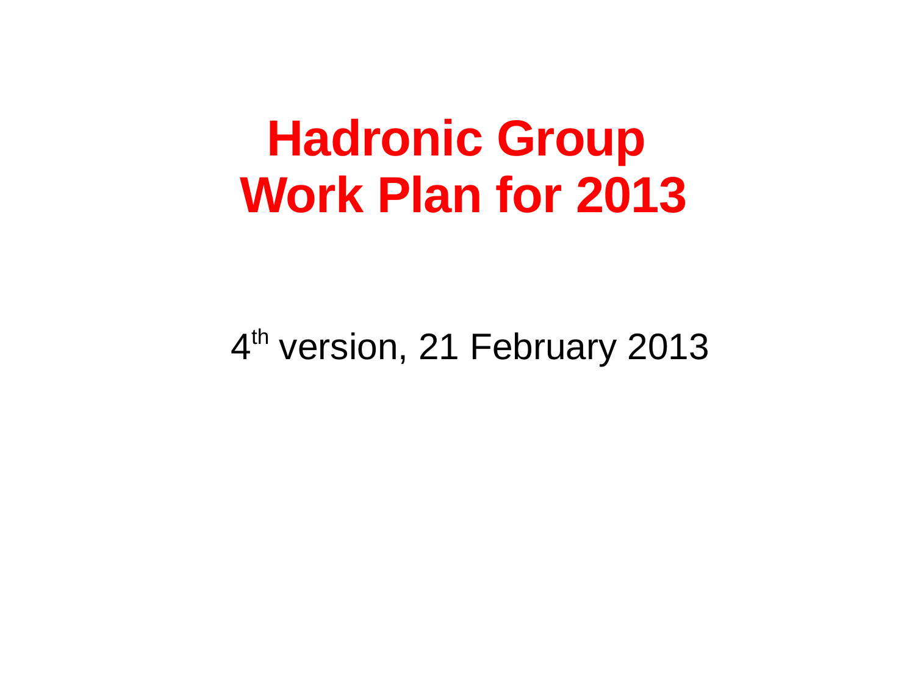# Hadronic Group Work Plan for 2013

4th version, 21 February 2013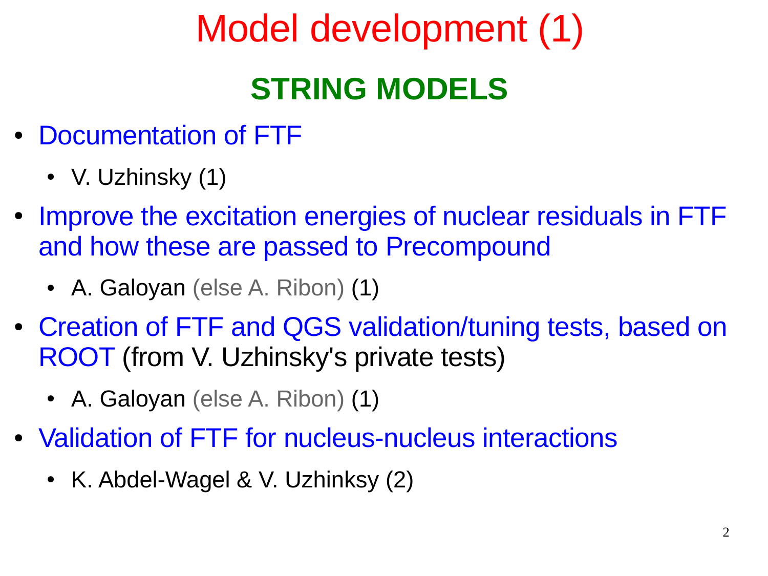# Model development (1)

## STRING MODELS

- Documentation of FTF
  - V. Uzhinsky (1)
- Improve the excitation energies of nuclear residuals in FTF and how these are passed to Precompound
  - A. Galoyan (else A. Ribon) (1)
- Creation of FTF and QGS validation/tuning tests, based on ROOT (from V. Uzhinsky's private tests)
  - A. Galoyan (else A. Ribon) (1)
- Validation of FTF for nucleus-nucleus interactions
  - K. Abdel-Wagel & V. Uzhinksy (2)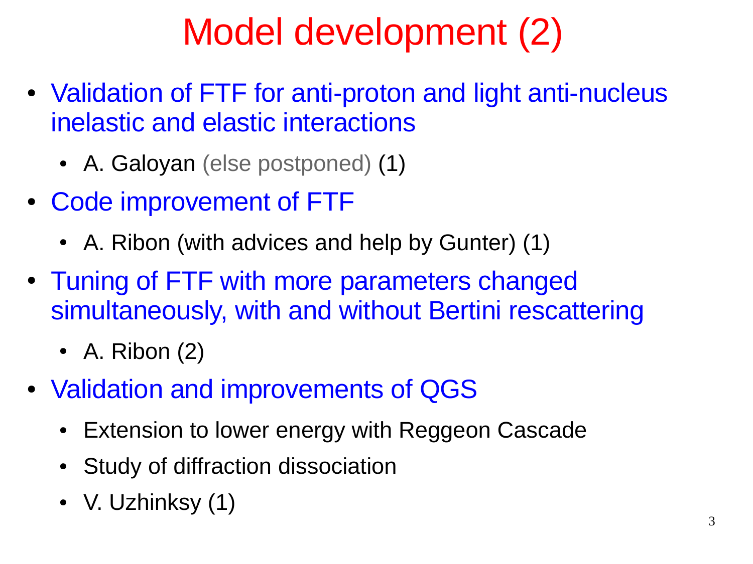# Model development (2)

- Validation of FTF for anti-proton and light anti-nucleus inelastic and elastic interactions
  - A. Galoyan (else postponed) (1)
- Code improvement of FTF
  - A. Ribon (with advices and help by Gunter) (1)
- Tuning of FTF with more parameters changed simultaneously, with and without Bertini rescattering
  - A. Ribon (2)
- Validation and improvements of QGS
  - Extension to lower energy with Reggeon Cascade
  - Study of diffraction dissociation
  - V. Uzhinksy (1)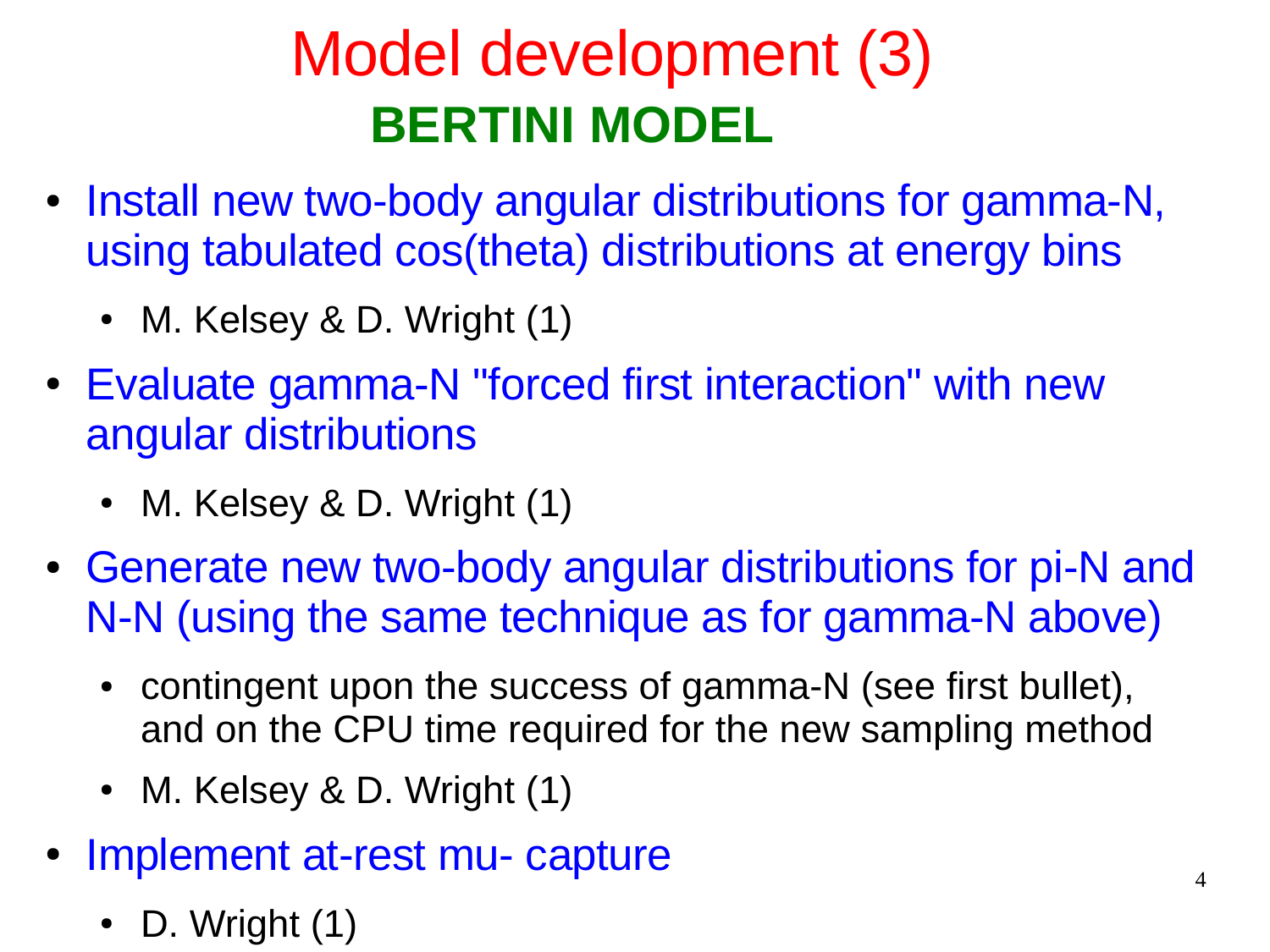# Model development (3)

## BERTINI MODEL

- Install new two-body angular distributions for gamma-N, using tabulated cos(theta) distributions at energy bins
  - M. Kelsey & D. Wright (1)
- Evaluate gamma-N "forced first interaction" with new angular distributions
  - M. Kelsey & D. Wright (1)
- Generate new two-body angular distributions for pi-N and N-N (using the same technique as for gamma-N above)
  - contingent upon the success of gamma-N (see first bullet), and on the CPU time required for the new sampling method
  - M. Kelsey & D. Wright (1)
- Implement at-rest mu- capture
  - D. Wright (1)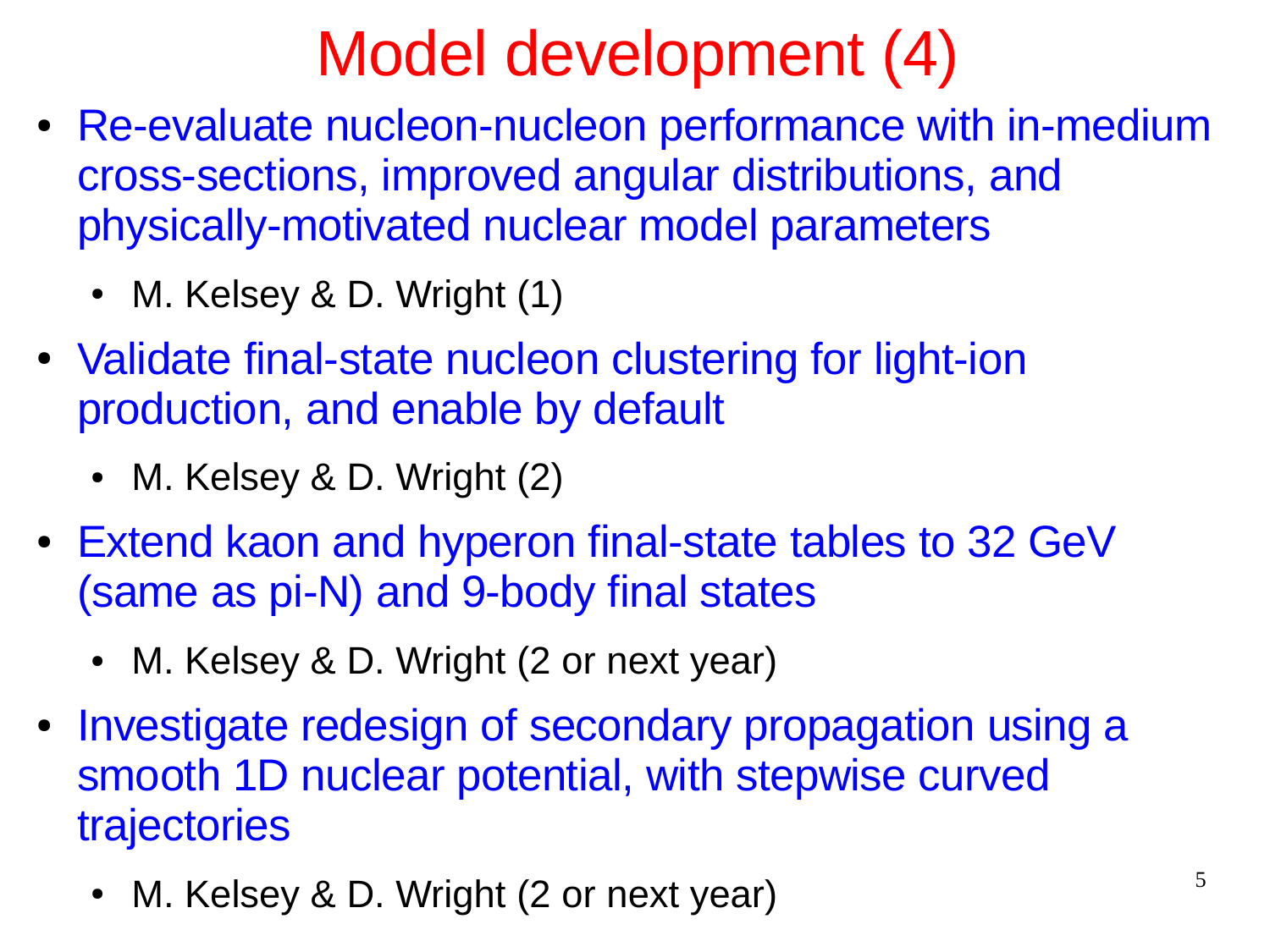# Model development (4)

- Re-evaluate nucleon-nucleon performance with in-medium cross-sections, improved angular distributions, and physically-motivated nuclear model parameters
  - M. Kelsey & D. Wright (1)
- Validate final-state nucleon clustering for light-ion production, and enable by default
  - M. Kelsey & D. Wright (2)
- Extend kaon and hyperon final-state tables to 32 GeV (same as pi-N) and 9-body final states
  - M. Kelsey & D. Wright (2 or next year)
- Investigate redesign of secondary propagation using a smooth 1D nuclear potential, with stepwise curved trajectories
  - M. Kelsey & D. Wright (2 or next year)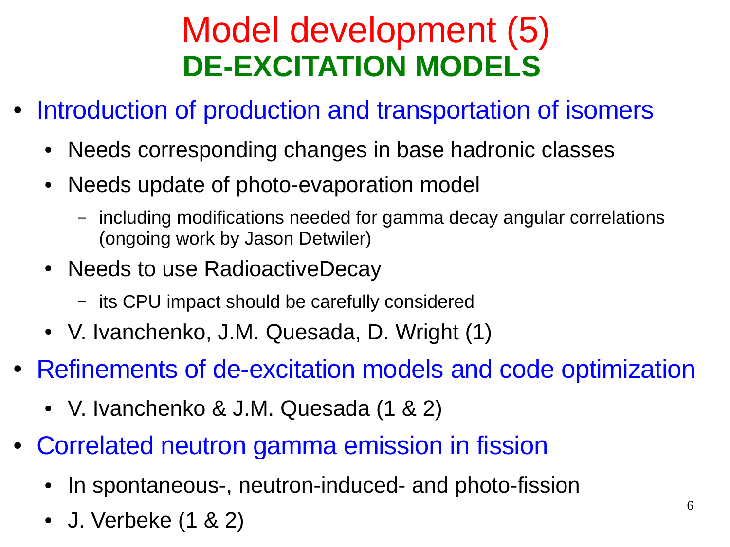# Model development (5)

## DE-EXCITATION MODELS

- Introduction of production and transportation of isomers
  - Needs corresponding changes in base hadronic classes
  - Needs update of photo-evaporation model
    - including modifications needed for gamma decay angular correlations (ongoing work by Jason Detwiler)
  - Needs to use RadioactiveDecay
    - its CPU impact should be carefully considered
  - V. Ivanchenko, J.M. Quesada, D. Wright (1)
- Refinements of de-excitation models and code optimization
  - V. Ivanchenko & J.M. Quesada (1 & 2)
- Correlated neutron gamma emission in fission
  - In spontaneous-, neutron-induced- and photo-fission
  - J. Verbeke (1 & 2)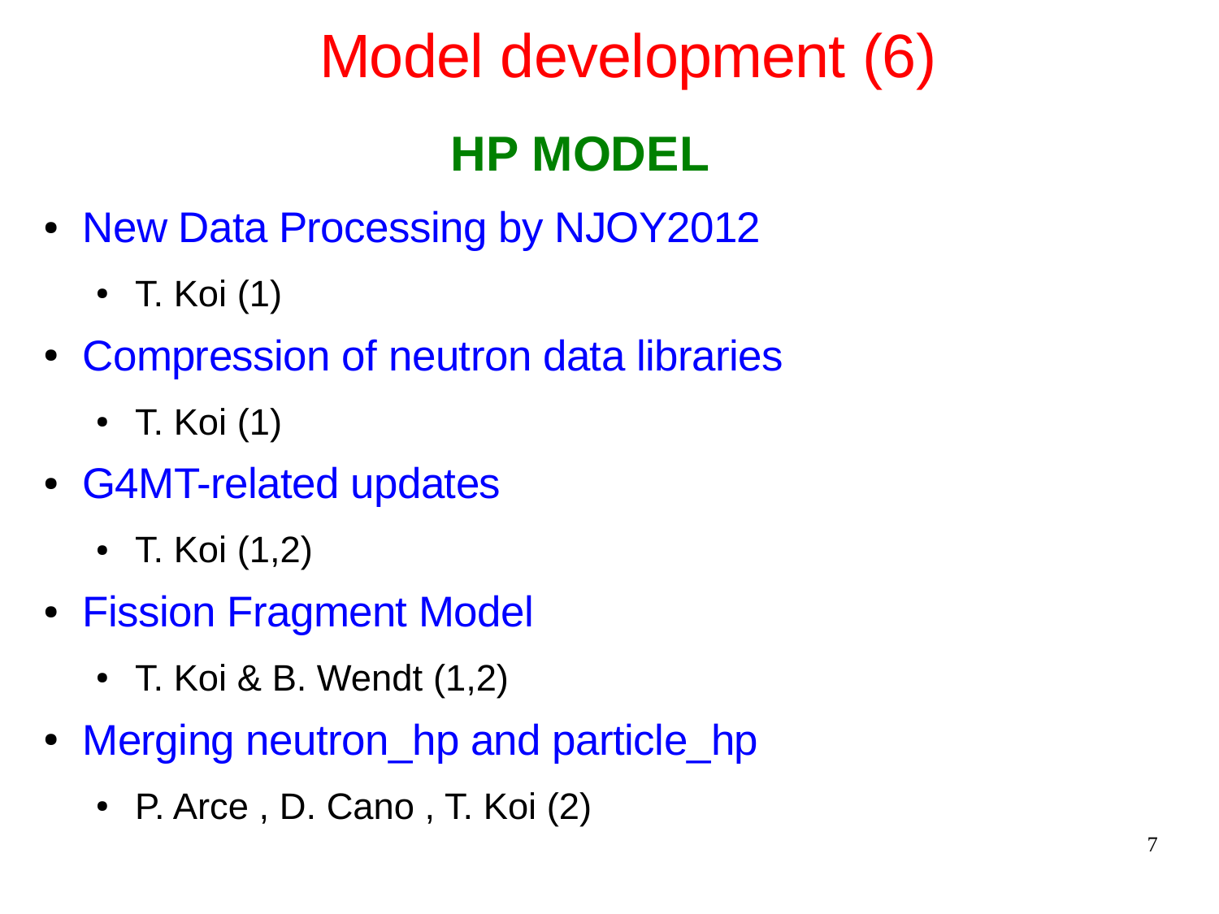# Model development (6)

## HP MODEL

- New Data Processing by NJOY2012
  - T. Koi (1)
- Compression of neutron data libraries
  - T. Koi (1)
- G4MT-related updates
  - T. Koi (1,2)
- Fission Fragment Model
  - T. Koi & B. Wendt (1,2)
- Merging neutron_hp and particle_hp
  - P. Arce , D. Cano , T. Koi (2)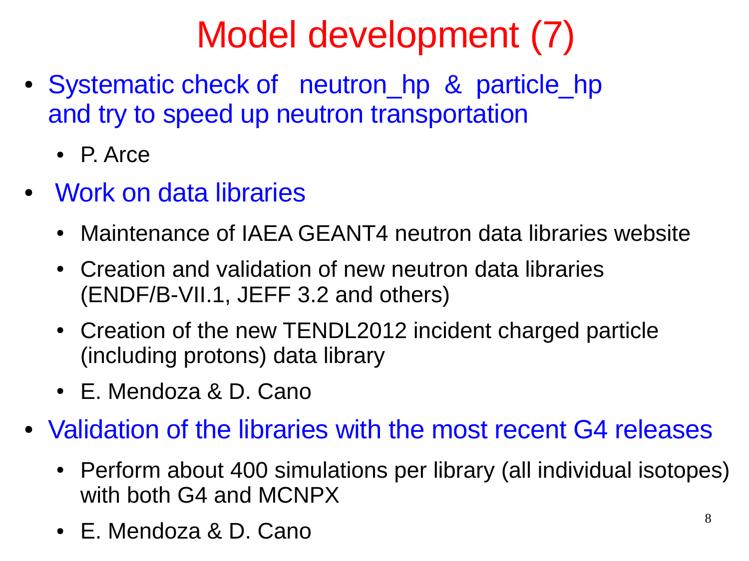# Model development (7)

- Systematic check of neutron_hp & particle_hp and try to speed up neutron transportation
  - P. Arce
- Work on data libraries
  - Maintenance of IAEA GEANT4 neutron data libraries website
  - Creation and validation of new neutron data libraries (ENDF/B-VII.1, JEFF 3.2 and others)
  - Creation of the new TENDL2012 incident charged particle (including protons) data library
  - E. Mendoza & D. Cano
- Validation of the libraries with the most recent G4 releases
  - Perform about 400 simulations per library (all individual isotopes) with both G4 and MCNPX
  - E. Mendoza & D. Cano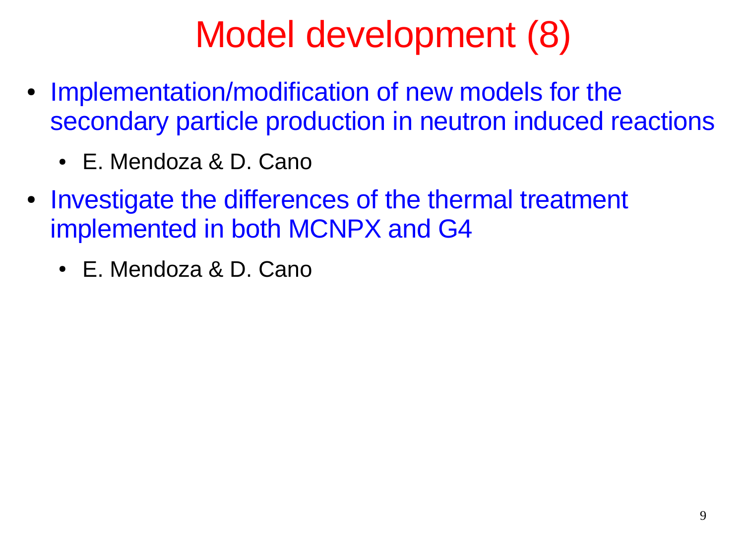# Model development (8)

- Implementation/modification of new models for the secondary particle production in neutron induced reactions
  - E. Mendoza & D. Cano
- Investigate the differences of the thermal treatment implemented in both MCNPX and G4
  - E. Mendoza & D. Cano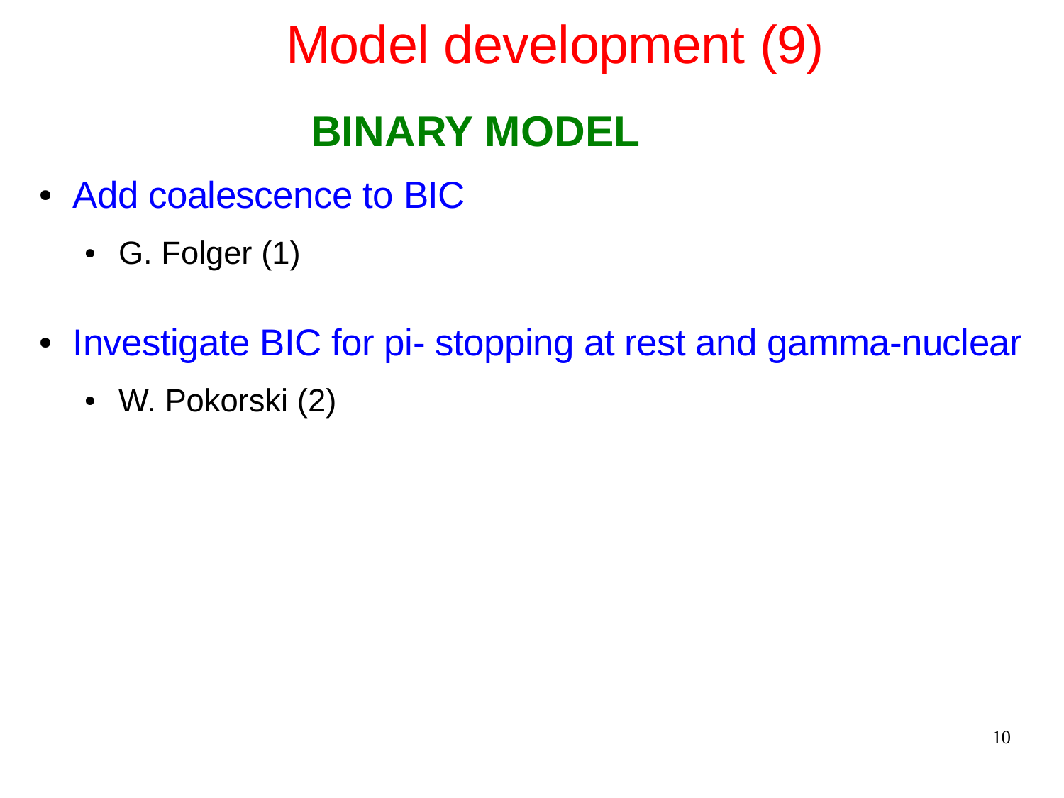# Model development (9)

## BINARY MODEL

- Add coalescence to BIC
  - G. Folger (1)
- Investigate BIC for pi- stopping at rest and gamma-nuclear
  - W. Pokorski (2)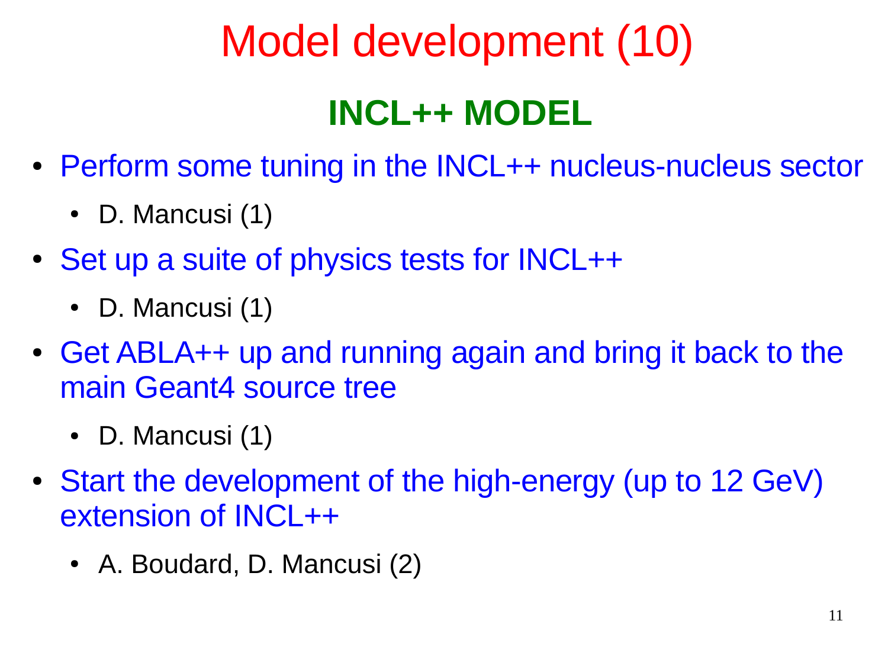# Model development (10)

## INCL++ MODEL

- Perform some tuning in the INCL++ nucleus-nucleus sector
  - D. Mancusi (1)
- Set up a suite of physics tests for INCL++
  - D. Mancusi (1)
- Get ABLA++ up and running again and bring it back to the main Geant4 source tree
  - D. Mancusi (1)
- Start the development of the high-energy (up to 12 GeV) extension of INCL++
  - A. Boudard, D. Mancusi (2)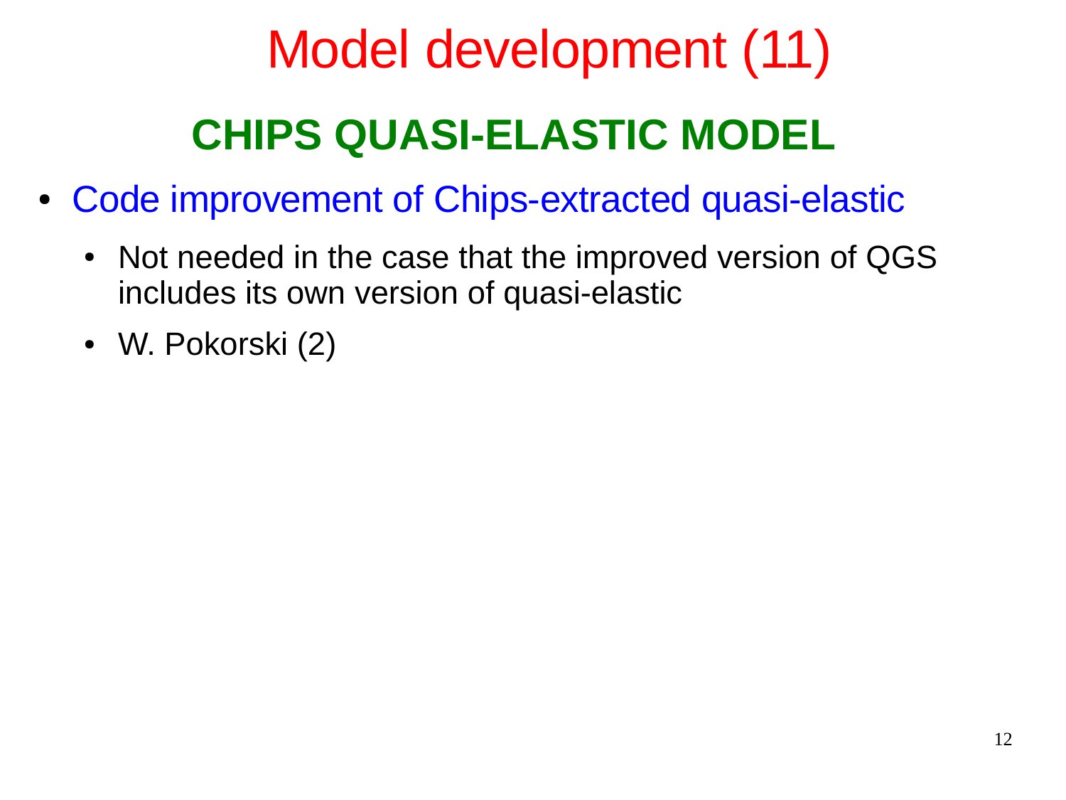# Model development (11)

## CHIPS QUASI-ELASTIC MODEL

- Code improvement of Chips-extracted quasi-elastic
  - Not needed in the case that the improved version of QGS includes its own version of quasi-elastic
  - W. Pokorski (2)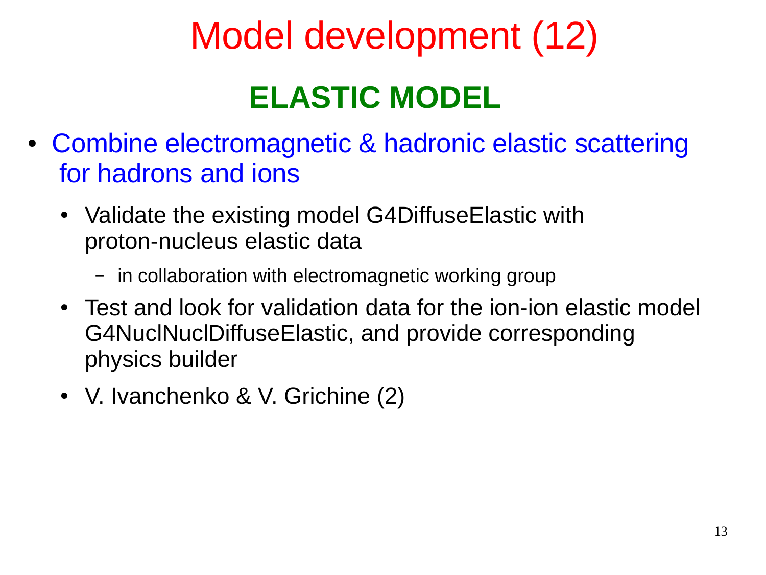# Model development (12)

## ELASTIC MODEL

- Combine electromagnetic & hadronic elastic scattering for hadrons and ions
  - Validate the existing model G4DiffuseElastic with proton-nucleus elastic data
    - in collaboration with electromagnetic working group
  - Test and look for validation data for the ion-ion elastic model G4NuclNuclDiffuseElastic, and provide corresponding physics builder
  - V. Ivanchenko & V. Grichine (2)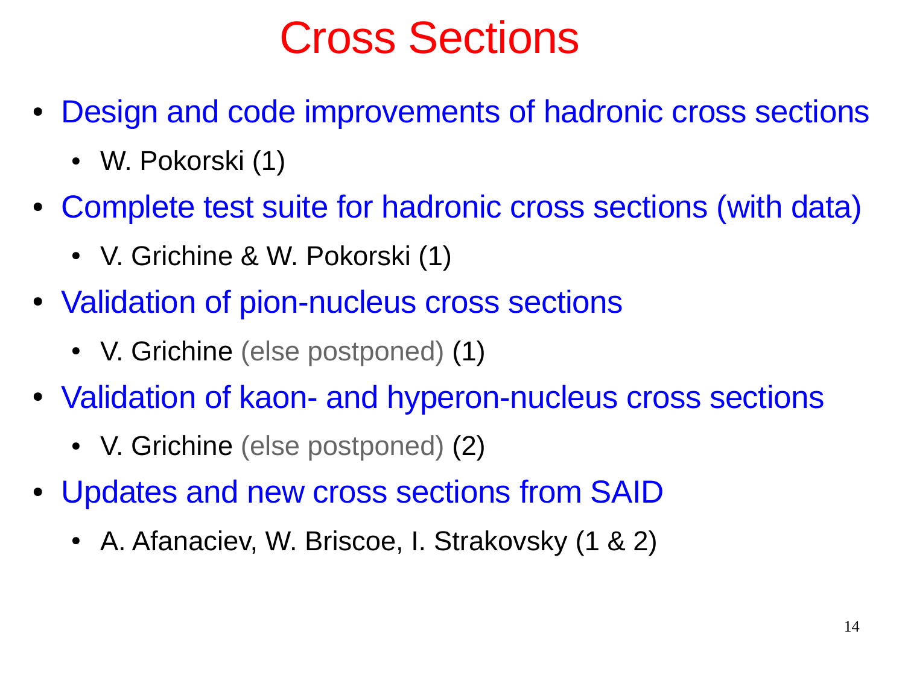# Cross Sections

- Design and code improvements of hadronic cross sections
  - W. Pokorski (1)
- Complete test suite for hadronic cross sections (with data)
  - V. Grichine & W. Pokorski (1)
- Validation of pion-nucleus cross sections
  - V. Grichine (else postponed) (1)
- Validation of kaon- and hyperon-nucleus cross sections
  - V. Grichine (else postponed) (2)
- Updates and new cross sections from SAID
  - A. Afanaciev, W. Briscoe, I. Strakovsky (1 & 2)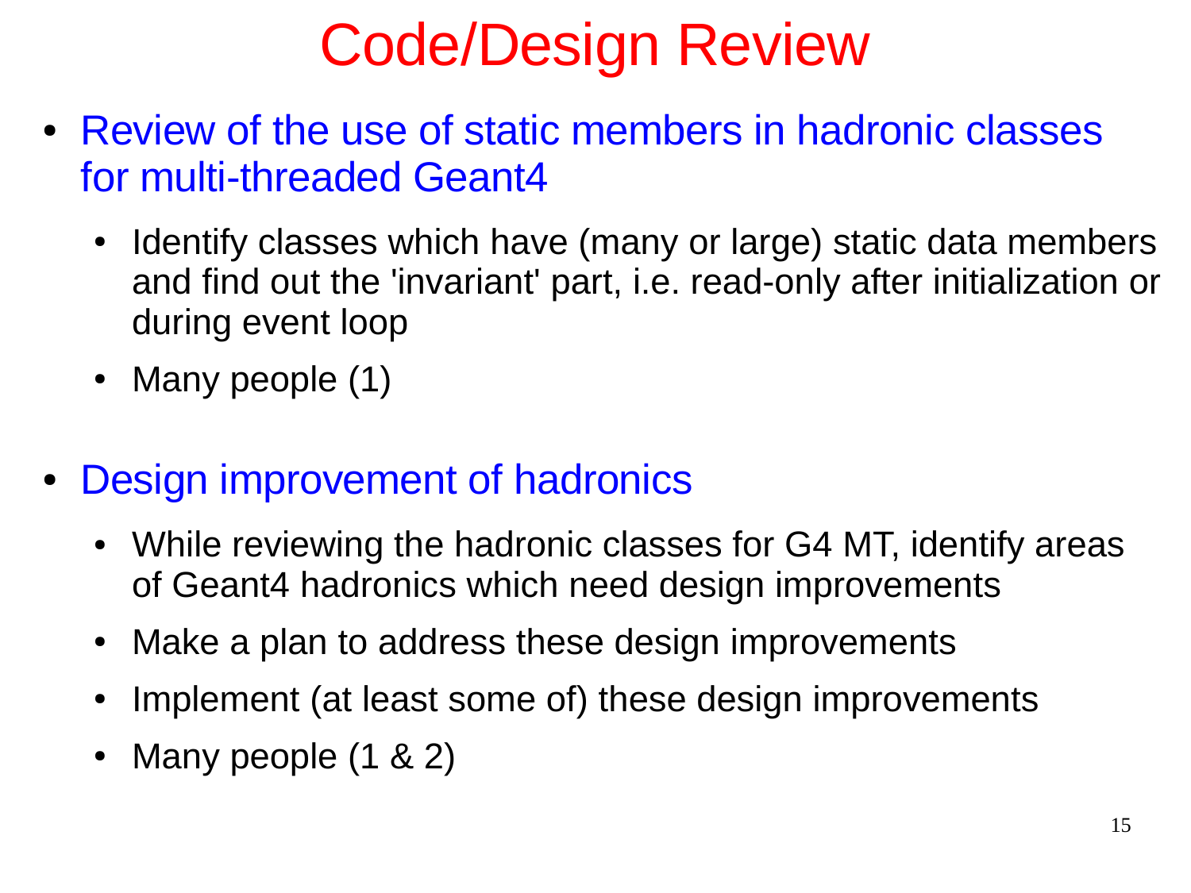# Code/Design Review

- Review of the use of static members in hadronic classes for multi-threaded Geant4
  - Identify classes which have (many or large) static data members and find out the 'invariant' part, i.e. read-only after initialization or during event loop
  - Many people (1)

- Design improvement of hadronics
  - While reviewing the hadronic classes for G4 MT, identify areas of Geant4 hadronics which need design improvements
  - Make a plan to address these design improvements
  - Implement (at least some of) these design improvements
  - Many people (1 & 2)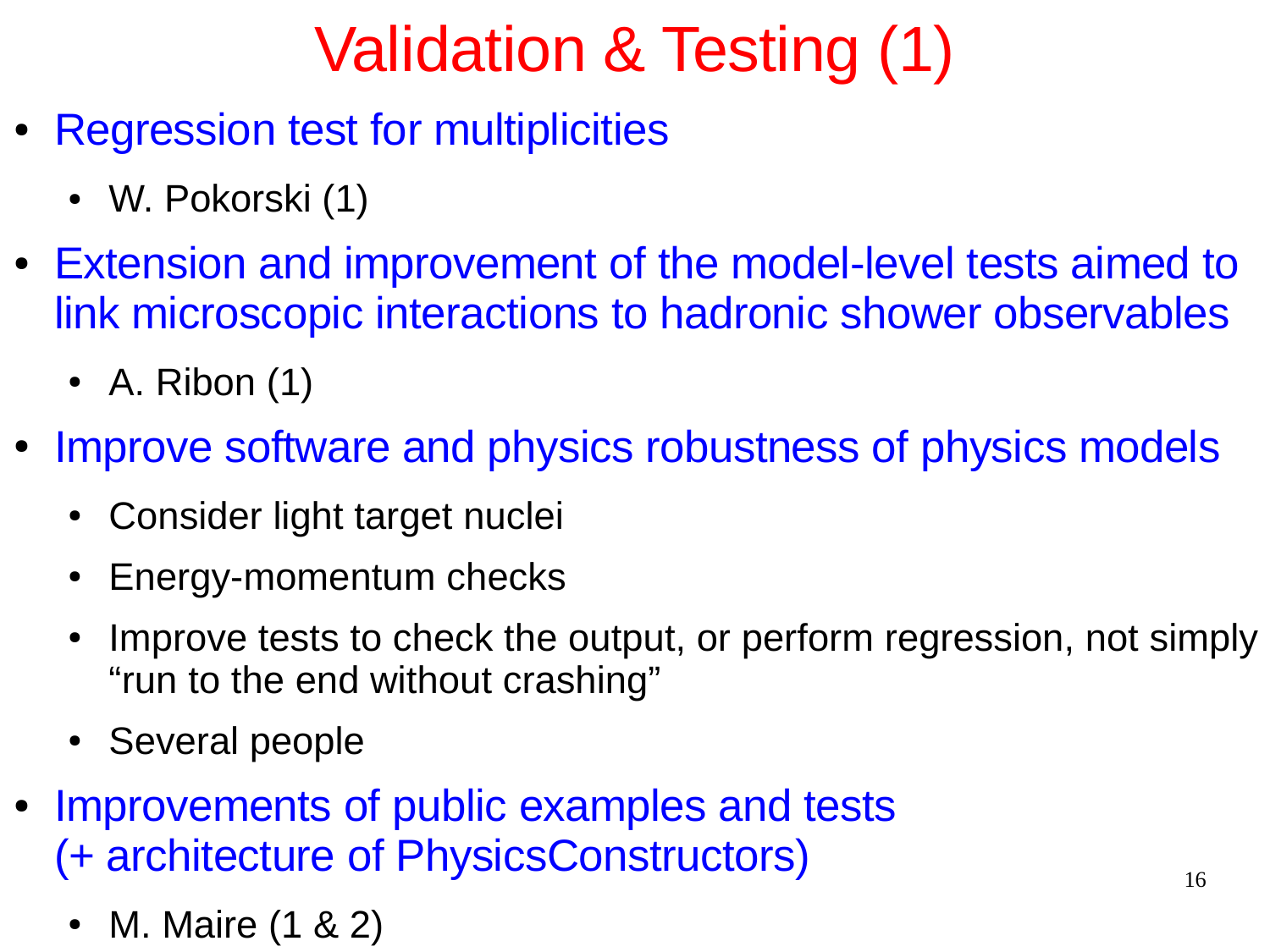# Validation & Testing (1)

- Regression test for multiplicities
  - W. Pokorski (1)
- Extension and improvement of the model-level tests aimed to link microscopic interactions to hadronic shower observables
  - A. Ribon (1)
- Improve software and physics robustness of physics models
  - Consider light target nuclei
  - Energy-momentum checks
  - Improve tests to check the output, or perform regression, not simply “run to the end without crashing”
  - Several people
- Improvements of public examples and tests (+ architecture of PhysicsConstructors)
  - M. Maire (1 & 2)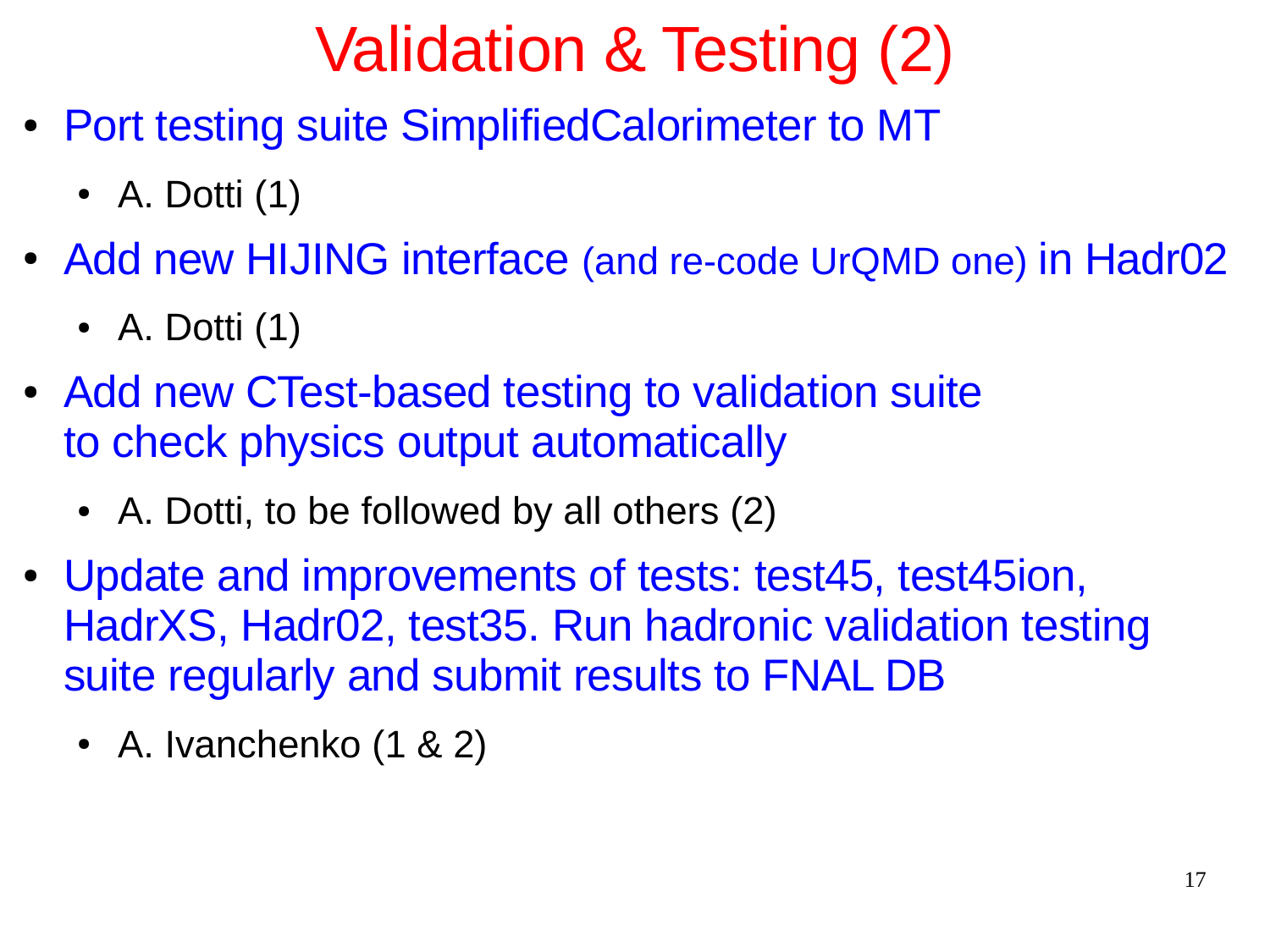# Validation & Testing (2)

- Port testing suite SimplifiedCalorimeter to MT
  - A. Dotti (1)
- Add new HIJING interface (and re-code UrQMD one) in Hadr02
  - A. Dotti (1)
- Add new CTest-based testing to validation suite to check physics output automatically
  - A. Dotti, to be followed by all others (2)
- Update and improvements of tests: test45, test45ion, HadrXS, Hadr02, test35. Run hadronic validation testing suite regularly and submit results to FNAL DB
  - A. Ivanchenko (1 & 2)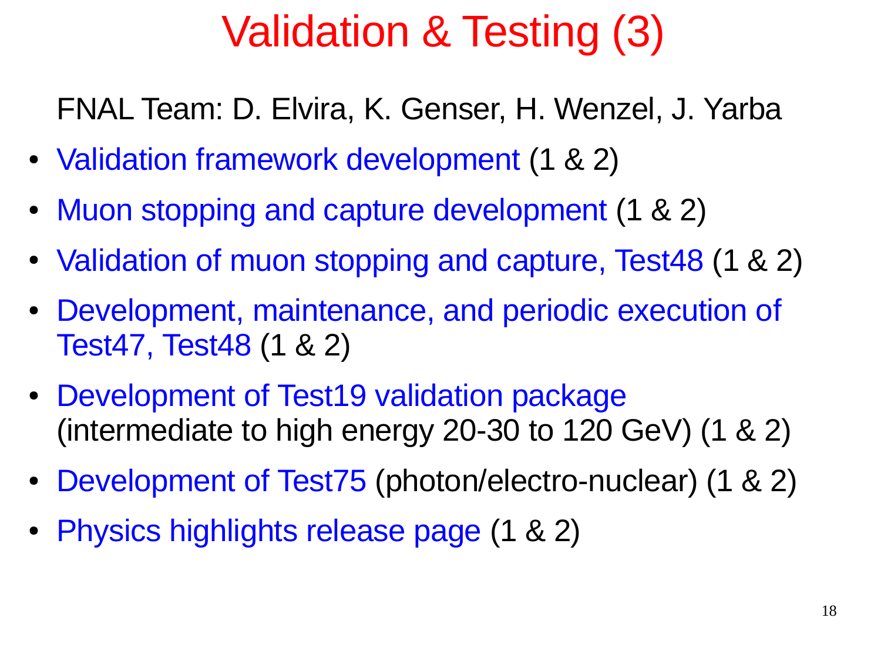# Validation & Testing (3)

FNAL Team: D. Elvira, K. Genser, H. Wenzel, J. Yarba

- Validation framework development (1 & 2)
- Muon stopping and capture development (1 & 2)
- Validation of muon stopping and capture, Test48 (1 & 2)
- Development, maintenance, and periodic execution of Test47, Test48 (1 & 2)
- Development of Test19 validation package (intermediate to high energy 20-30 to 120 GeV) (1 & 2)
- Development of Test75 (photon/electro-nuclear) (1 & 2)
- Physics highlights release page (1 & 2)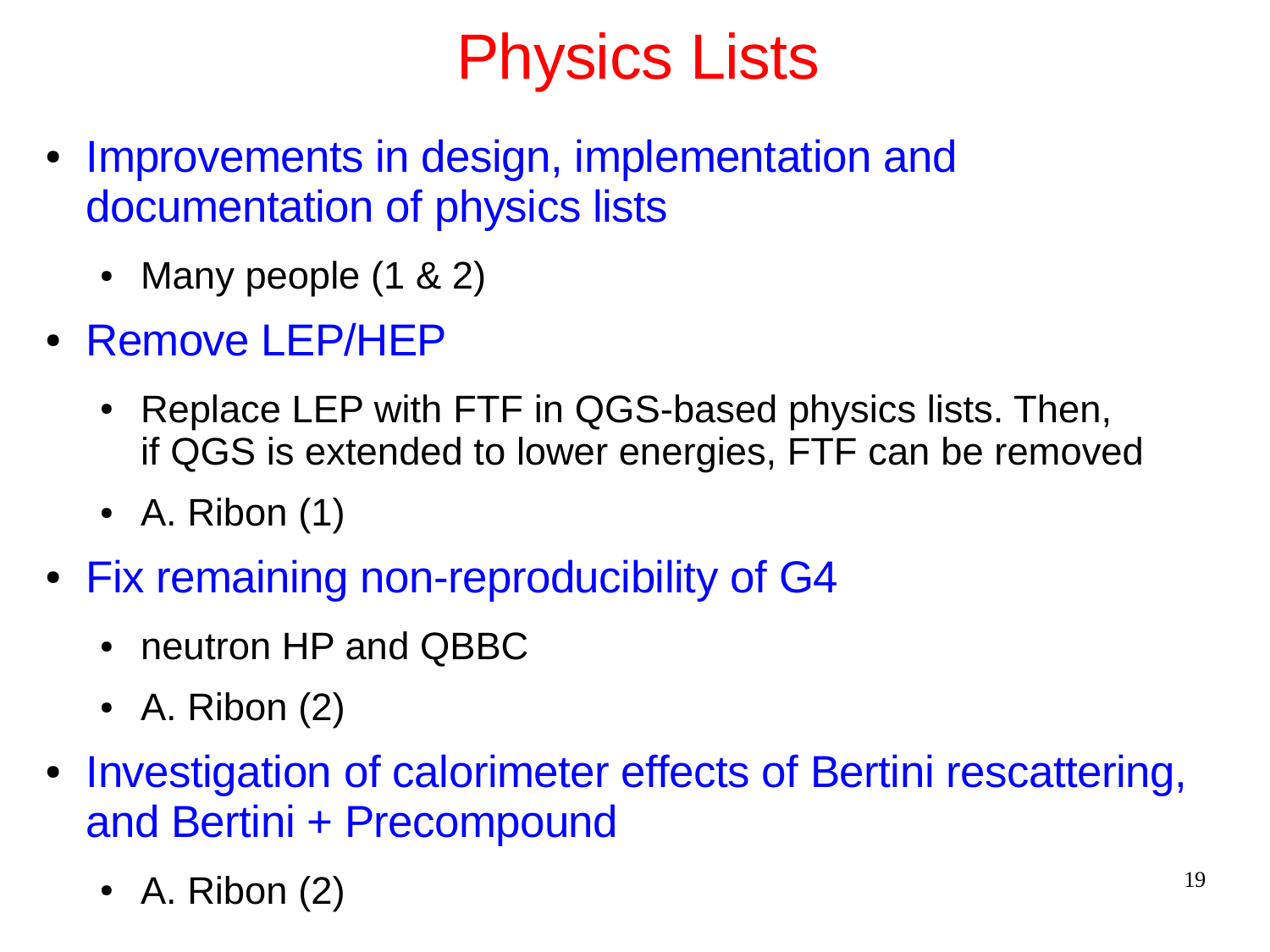# Physics Lists

- Improvements in design, implementation and documentation of physics lists
  - Many people (1 & 2)
- Remove LEP/HEP
  - Replace LEP with FTF in QGS-based physics lists. Then, if QGS is extended to lower energies, FTF can be removed
  - A. Ribon (1)
- Fix remaining non-reproducibility of G4
  - neutron HP and QBBC
  - A. Ribon (2)
- Investigation of calorimeter effects of Bertini rescattering, and Bertini + Precompound
  - A. Ribon (2)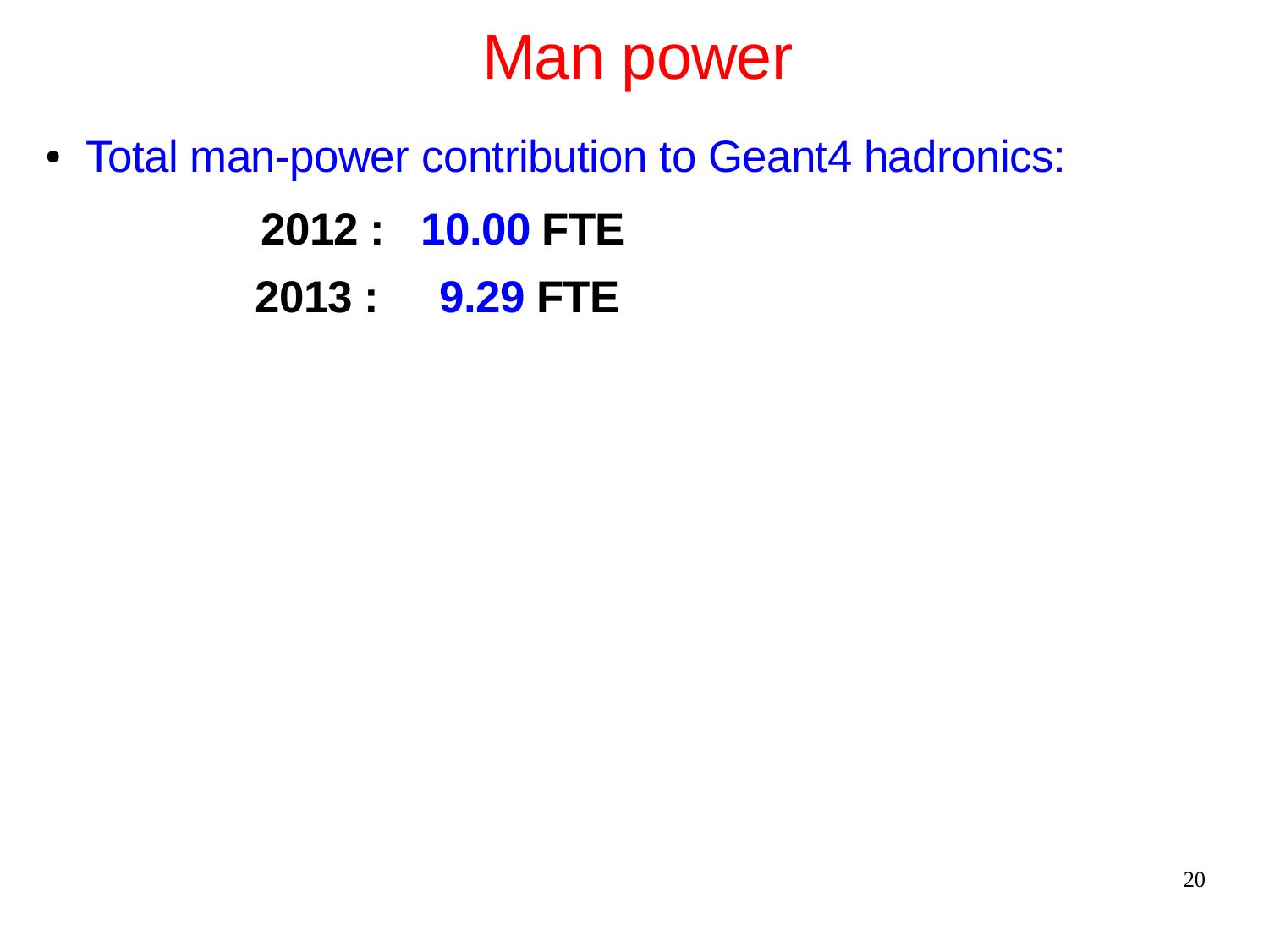# Man power

- Total man-power contribution to Geant4 hadronics:

**2012 : 10.00 FTE**

**2013 : 9.29 FTE**